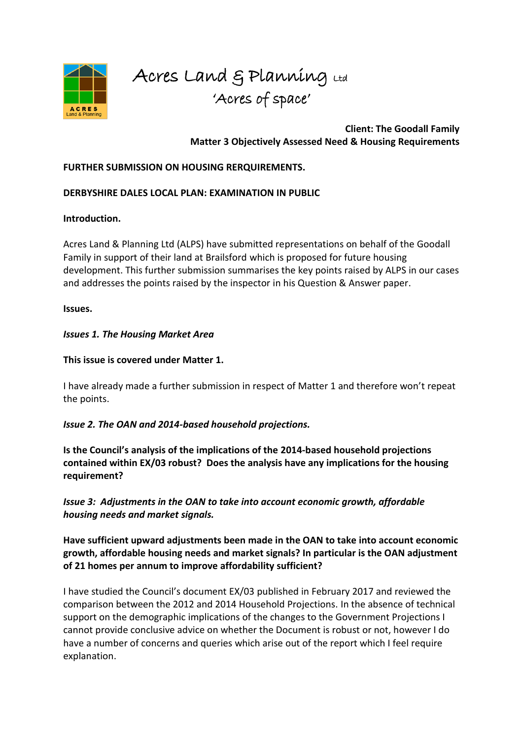Acres Land & Planning Ltd
'Acres of space'

**Client: The Goodall Family**
**Matter 3 Objectively Assessed Need & Housing Requirements**

**FURTHER SUBMISSION ON HOUSING RERQUIREMENTS.**

**DERBYSHIRE DALES LOCAL PLAN: EXAMINATION IN PUBLIC**

**Introduction.**

Acres Land & Planning Ltd (ALPS) have submitted representations on behalf of the Goodall Family in support of their land at Brailsford which is proposed for future housing development. This further submission summarises the key points raised by ALPS in our cases and addresses the points raised by the inspector in his Question & Answer paper.

**Issues.**

***Issues 1. The Housing Market Area***

**This issue is covered under Matter 1.**

I have already made a further submission in respect of Matter 1 and therefore won't repeat the points.

***Issue 2. The OAN and 2014-based household projections.***

**Is the Council's analysis of the implications of the 2014-based household projections contained within EX/03 robust? Does the analysis have any implications for the housing requirement?**

***Issue 3: Adjustments in the OAN to take into account economic growth, affordable housing needs and market signals.***

**Have sufficient upward adjustments been made in the OAN to take into account economic growth, affordable housing needs and market signals? In particular is the OAN adjustment of 21 homes per annum to improve affordability sufficient?**

I have studied the Council's document EX/03 published in February 2017 and reviewed the comparison between the 2012 and 2014 Household Projections. In the absence of technical support on the demographic implications of the changes to the Government Projections I cannot provide conclusive advice on whether the Document is robust or not, however I do have a number of concerns and queries which arise out of the report which I feel require explanation.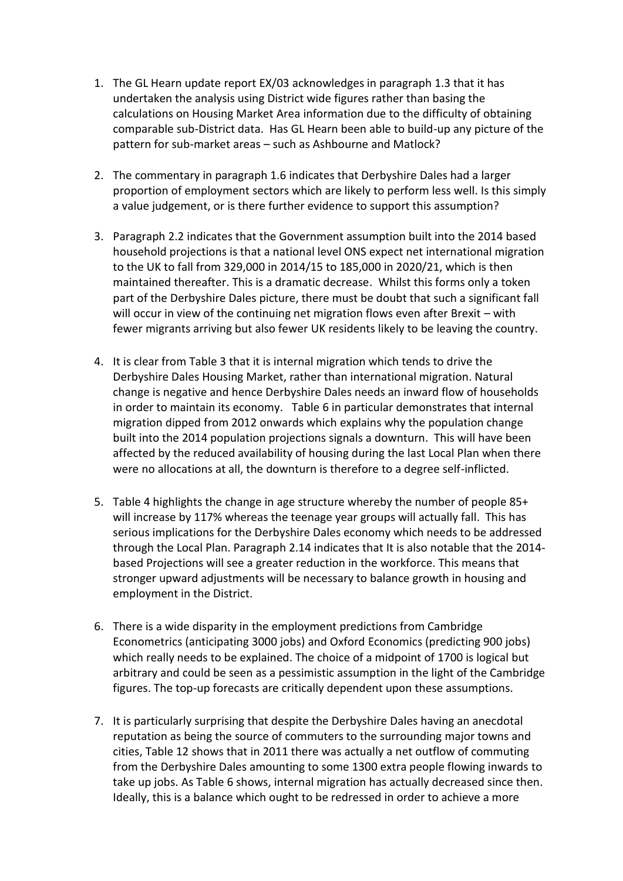1. The GL Hearn update report EX/03 acknowledges in paragraph 1.3 that it has undertaken the analysis using District wide figures rather than basing the calculations on Housing Market Area information due to the difficulty of obtaining comparable sub-District data. Has GL Hearn been able to build-up any picture of the pattern for sub-market areas – such as Ashbourne and Matlock?

2. The commentary in paragraph 1.6 indicates that Derbyshire Dales had a larger proportion of employment sectors which are likely to perform less well. Is this simply a value judgement, or is there further evidence to support this assumption?

3. Paragraph 2.2 indicates that the Government assumption built into the 2014 based household projections is that a national level ONS expect net international migration to the UK to fall from 329,000 in 2014/15 to 185,000 in 2020/21, which is then maintained thereafter. This is a dramatic decrease. Whilst this forms only a token part of the Derbyshire Dales picture, there must be doubt that such a significant fall will occur in view of the continuing net migration flows even after Brexit – with fewer migrants arriving but also fewer UK residents likely to be leaving the country.

4. It is clear from Table 3 that it is internal migration which tends to drive the Derbyshire Dales Housing Market, rather than international migration. Natural change is negative and hence Derbyshire Dales needs an inward flow of households in order to maintain its economy. Table 6 in particular demonstrates that internal migration dipped from 2012 onwards which explains why the population change built into the 2014 population projections signals a downturn. This will have been affected by the reduced availability of housing during the last Local Plan when there were no allocations at all, the downturn is therefore to a degree self-inflicted.

5. Table 4 highlights the change in age structure whereby the number of people 85+ will increase by 117% whereas the teenage year groups will actually fall. This has serious implications for the Derbyshire Dales economy which needs to be addressed through the Local Plan. Paragraph 2.14 indicates that It is also notable that the 2014-based Projections will see a greater reduction in the workforce. This means that stronger upward adjustments will be necessary to balance growth in housing and employment in the District.

6. There is a wide disparity in the employment predictions from Cambridge Econometrics (anticipating 3000 jobs) and Oxford Economics (predicting 900 jobs) which really needs to be explained. The choice of a midpoint of 1700 is logical but arbitrary and could be seen as a pessimistic assumption in the light of the Cambridge figures. The top-up forecasts are critically dependent upon these assumptions.

7. It is particularly surprising that despite the Derbyshire Dales having an anecdotal reputation as being the source of commuters to the surrounding major towns and cities, Table 12 shows that in 2011 there was actually a net outflow of commuting from the Derbyshire Dales amounting to some 1300 extra people flowing inwards to take up jobs. As Table 6 shows, internal migration has actually decreased since then. Ideally, this is a balance which ought to be redressed in order to achieve a more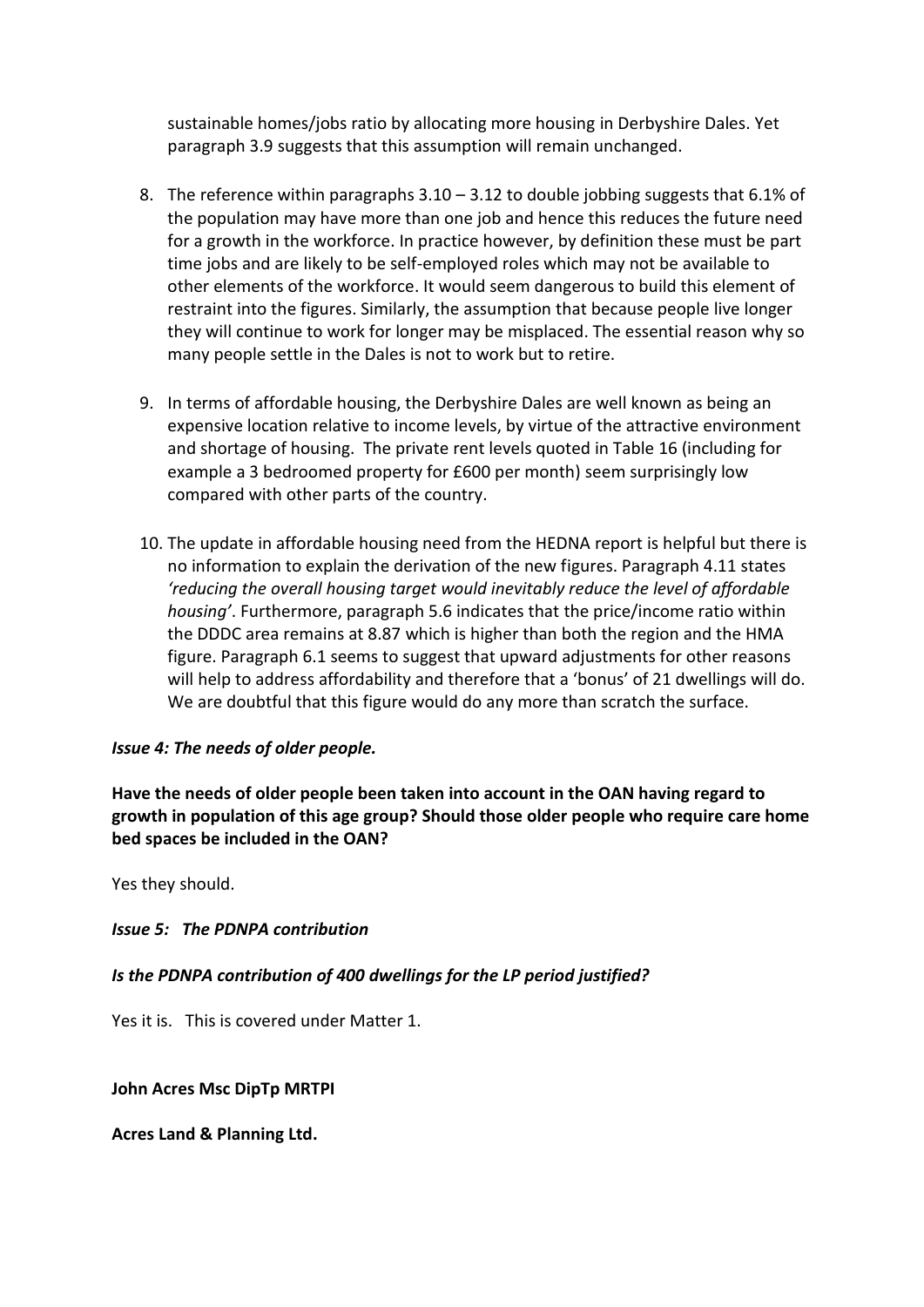sustainable homes/jobs ratio by allocating more housing in Derbyshire Dales. Yet paragraph 3.9 suggests that this assumption will remain unchanged.

8. The reference within paragraphs 3.10 – 3.12 to double jobbing suggests that 6.1% of the population may have more than one job and hence this reduces the future need for a growth in the workforce. In practice however, by definition these must be part time jobs and are likely to be self-employed roles which may not be available to other elements of the workforce. It would seem dangerous to build this element of restraint into the figures. Similarly, the assumption that because people live longer they will continue to work for longer may be misplaced. The essential reason why so many people settle in the Dales is not to work but to retire.

9. In terms of affordable housing, the Derbyshire Dales are well known as being an expensive location relative to income levels, by virtue of the attractive environment and shortage of housing. The private rent levels quoted in Table 16 (including for example a 3 bedroomed property for £600 per month) seem surprisingly low compared with other parts of the country.

10. The update in affordable housing need from the HEDNA report is helpful but there is no information to explain the derivation of the new figures. Paragraph 4.11 states *'reducing the overall housing target would inevitably reduce the level of affordable housing'*. Furthermore, paragraph 5.6 indicates that the price/income ratio within the DDDC area remains at 8.87 which is higher than both the region and the HMA figure. Paragraph 6.1 seems to suggest that upward adjustments for other reasons will help to address affordability and therefore that a 'bonus' of 21 dwellings will do. We are doubtful that this figure would do any more than scratch the surface.

***Issue 4: The needs of older people.***

**Have the needs of older people been taken into account in the OAN having regard to growth in population of this age group? Should those older people who require care home bed spaces be included in the OAN?**

Yes they should.

***Issue 5: The PDNPA contribution***

***Is the PDNPA contribution of 400 dwellings for the LP period justified?***

Yes it is. This is covered under Matter 1.

**John Acres Msc DipTp MRTPI**

**Acres Land & Planning Ltd.**